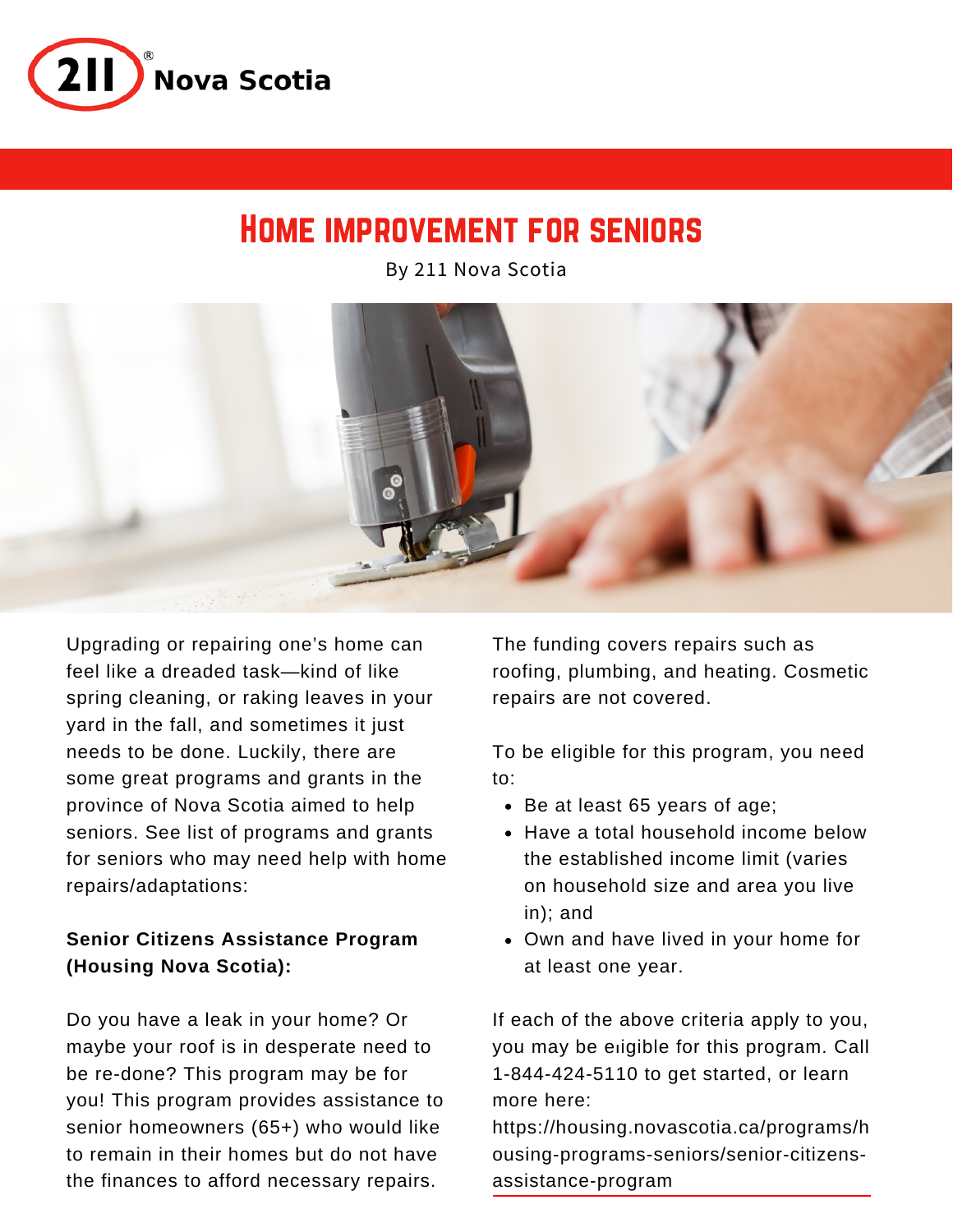211 Nova Scotia

# Home improvement for seniors

By 211 Nova Scotia

Upgrading or repairing one's home can feel like a dreaded task—kind of like spring cleaning, or raking leaves in your yard in the fall, and sometimes it just needs to be done. Luckily, there are some great programs and grants in the province of Nova Scotia aimed to help seniors. See list of programs and grants for seniors who may need help with home repairs/adaptations:

**Senior Citizens Assistance Program (Housing Nova Scotia):**

Do you have a leak in your home? Or maybe your roof is in desperate need to be re-done? This program may be for you! This program provides assistance to senior homeowners (65+) who would like to remain in their homes but do not have the finances to afford necessary repairs.

The funding covers repairs such as roofing, plumbing, and heating. Cosmetic repairs are not covered.

To be eligible for this program, you need to:

- Be at least 65 years of age;
- Have a total household income below the established income limit (varies on household size and area you live in); and
- Own and have lived in your home for at least one year.

If each of the above criteria apply to you, you may be eligible for this program. Call 1-844-424-5110 to get started, or learn more here: https://housing.novascotia.ca/programs/housing-programs-seniors/senior-citizens-assistance-program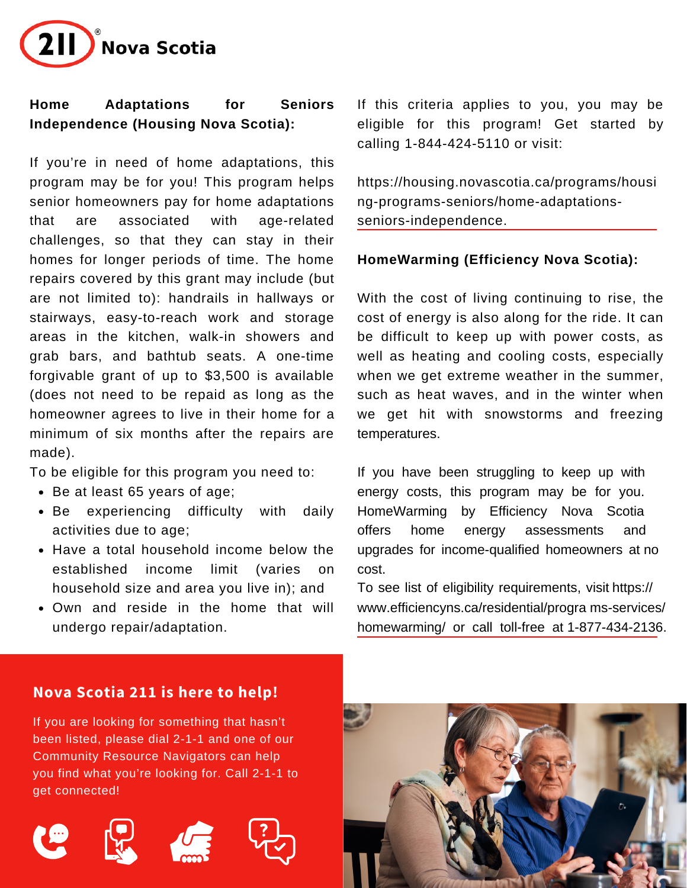**Home Adaptations for Seniors Independence (Housing Nova Scotia):**

If you're in need of home adaptations, this program may be for you! This program helps senior homeowners pay for home adaptations that are associated with age-related challenges, so that they can stay in their homes for longer periods of time. The home repairs covered by this grant may include (but are not limited to): handrails in hallways or stairways, easy-to-reach work and storage areas in the kitchen, walk-in showers and grab bars, and bathtub seats. A one-time forgivable grant of up to $3,500 is available (does not need to be repaid as long as the homeowner agrees to live in their home for a minimum of six months after the repairs are made).

To be eligible for this program you need to:

- Be at least 65 years of age;
- Be experiencing difficulty with daily activities due to age;
- Have a total household income below the established income limit (varies on household size and area you live in); and
- Own and reside in the home that will undergo repair/adaptation.

If this criteria applies to you, you may be eligible for this program! Get started by calling 1-844-424-5110 or visit:

https://housing.novascotia.ca/programs/housing-programs-seniors/home-adaptations-seniors-independence.

**HomeWarming (Efficiency Nova Scotia):**

With the cost of living continuing to rise, the cost of energy is also along for the ride. It can be difficult to keep up with power costs, as well as heating and cooling costs, especially when we get extreme weather in the summer, such as heat waves, and in the winter when we get hit with snowstorms and freezing temperatures.

If you have been struggling to keep up with energy costs, this program may be for you. HomeWarming by Efficiency Nova Scotia offers home energy assessments and upgrades for income-qualified homeowners at no cost.

To see list of eligibility requirements, visit https://www.efficiencyns.ca/residential/programs-services/homewarming/ or call toll-free at 1-877-434-2136.

## Nova Scotia 211 is here to help!

If you are looking for something that hasn't been listed, please dial 2-1-1 and one of our Community Resource Navigators can help you find what you're looking for. Call 2-1-1 to get connected!